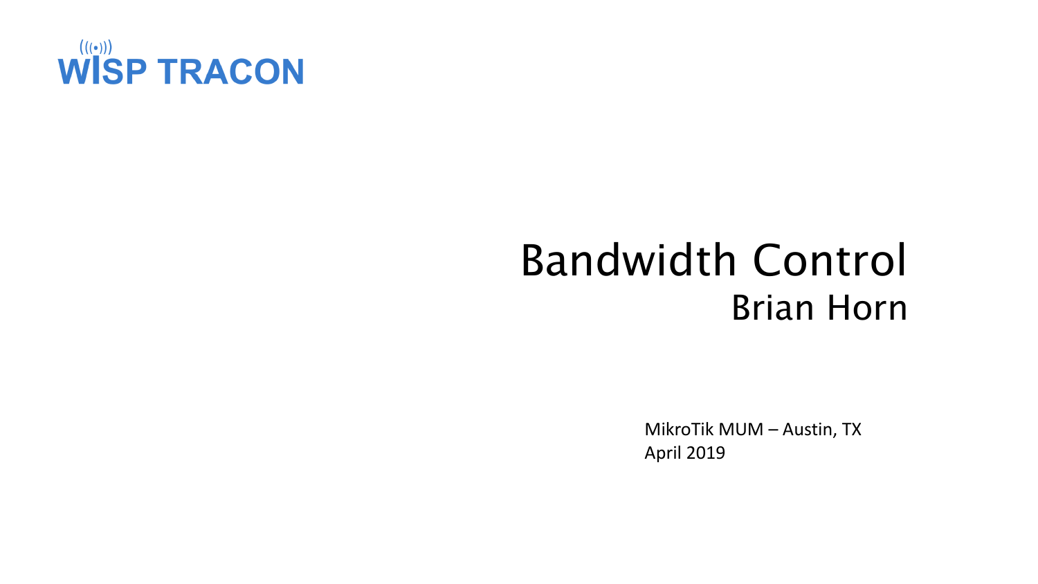WISP TRACON

# Bandwidth Control

## Brian Horn

MikroTik MUM – Austin, TX
April 2019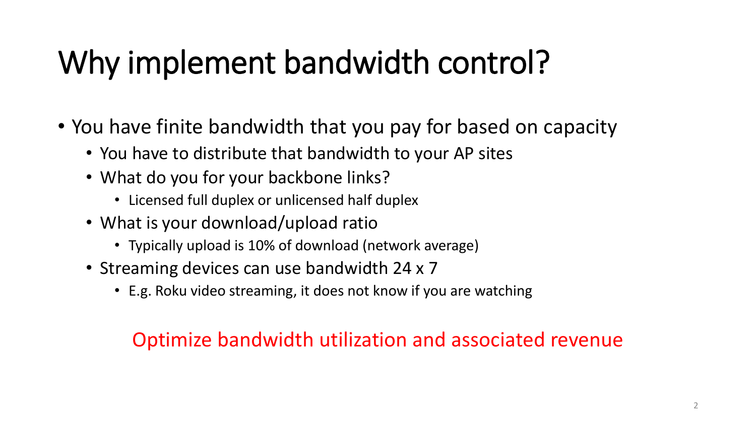# Why implement bandwidth control?

- You have finite bandwidth that you pay for based on capacity
  - You have to distribute that bandwidth to your AP sites
  - What do you for your backbone links?
    - Licensed full duplex or unlicensed half duplex
  - What is your download/upload ratio
    - Typically upload is 10% of download (network average)
  - Streaming devices can use bandwidth 24 x 7
    - E.g. Roku video streaming, it does not know if you are watching

Optimize bandwidth utilization and associated revenue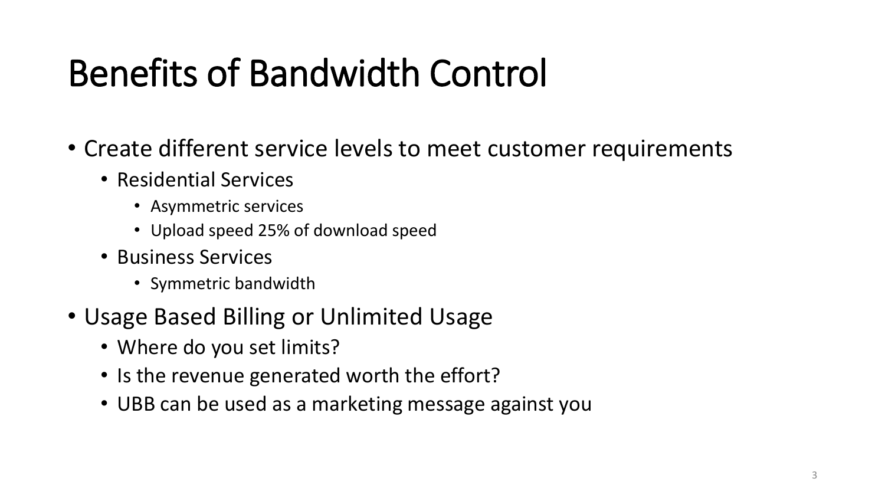# Benefits of Bandwidth Control

- Create different service levels to meet customer requirements
  - Residential Services
    - Asymmetric services
    - Upload speed 25% of download speed
  - Business Services
    - Symmetric bandwidth
- Usage Based Billing or Unlimited Usage
  - Where do you set limits?
  - Is the revenue generated worth the effort?
  - UBB can be used as a marketing message against you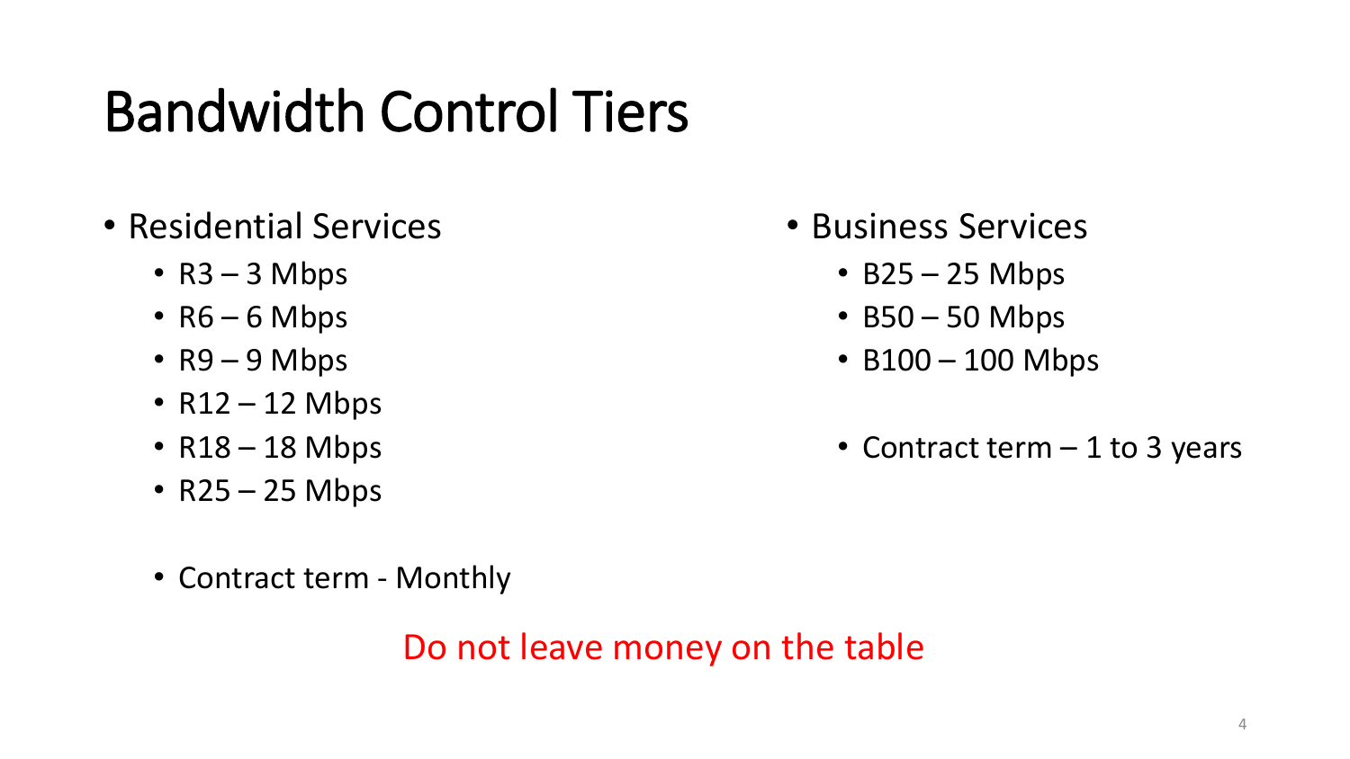# Bandwidth Control Tiers

- Residential Services
  - R3 – 3 Mbps
  - R6 – 6 Mbps
  - R9 – 9 Mbps
  - R12 – 12 Mbps
  - R18 – 18 Mbps
  - R25 – 25 Mbps

  - Contract term - Monthly

- Business Services
  - B25 – 25 Mbps
  - B50 – 50 Mbps
  - B100 – 100 Mbps

  - Contract term – 1 to 3 years

Do not leave money on the table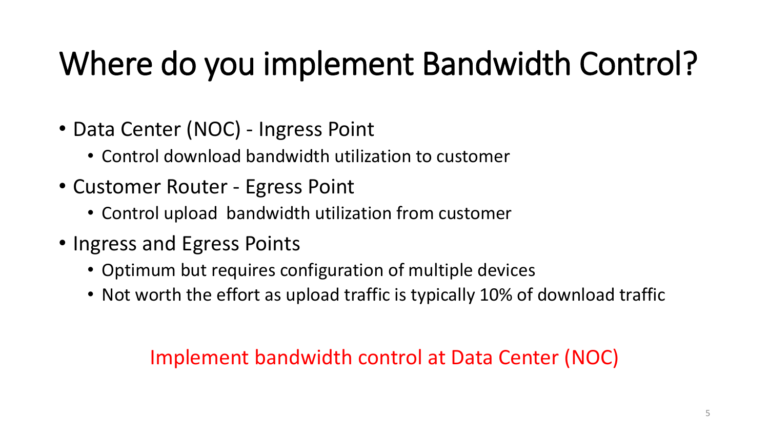# Where do you implement Bandwidth Control?

- Data Center (NOC) - Ingress Point
  - Control download bandwidth utilization to customer
- Customer Router - Egress Point
  - Control upload  bandwidth utilization from customer
- Ingress and Egress Points
  - Optimum but requires configuration of multiple devices
  - Not worth the effort as upload traffic is typically 10% of download traffic

Implement bandwidth control at Data Center (NOC)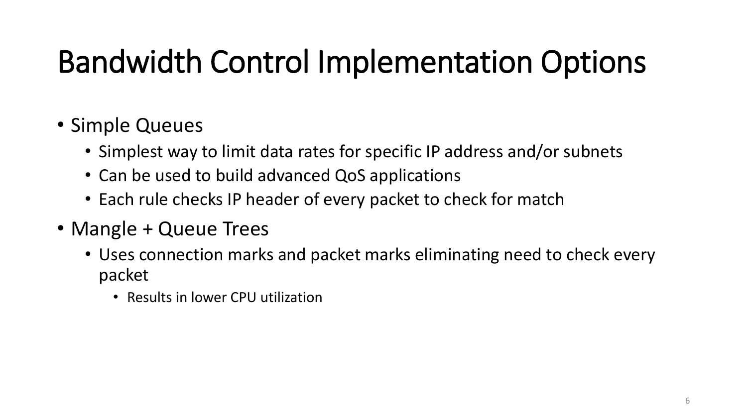# Bandwidth Control Implementation Options

- Simple Queues
  - Simplest way to limit data rates for specific IP address and/or subnets
  - Can be used to build advanced QoS applications
  - Each rule checks IP header of every packet to check for match
- Mangle + Queue Trees
  - Uses connection marks and packet marks eliminating need to check every packet
    - Results in lower CPU utilization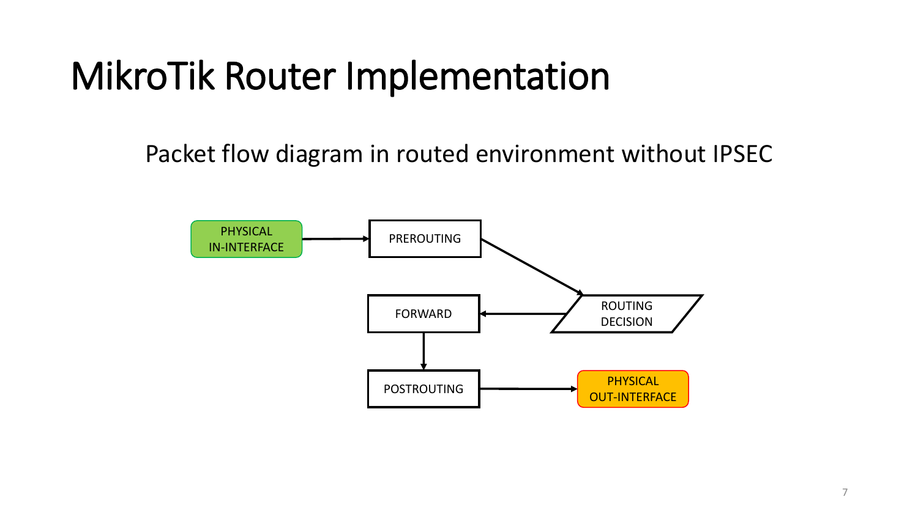# MikroTik Router Implementation

Packet flow diagram in routed environment without IPSEC

PHYSICAL IN-INTERFACE → PREROUTING → ROUTING DECISION → FORWARD → POSTROUTING → PHYSICAL OUT-INTERFACE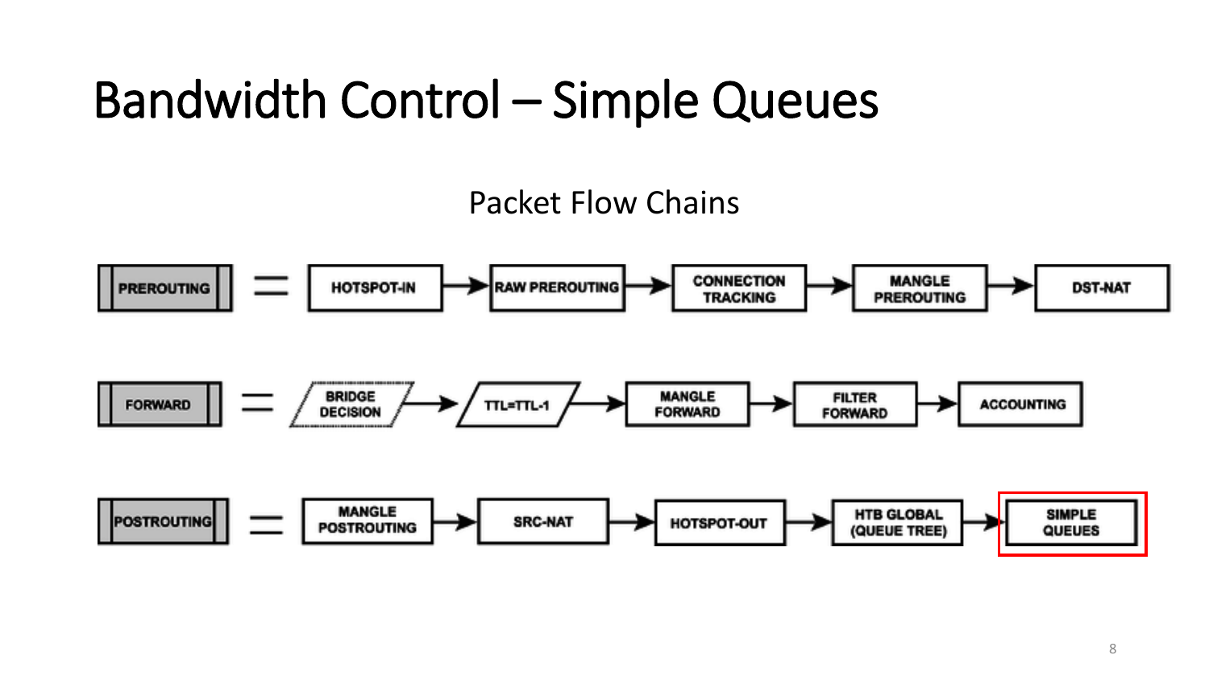# Bandwidth Control – Simple Queues

Packet Flow Chains

PREROUTING = HOTSPOT-IN → RAW PREROUTING → CONNECTION TRACKING → MANGLE PREROUTING → DST-NAT

FORWARD = BRIDGE DECISION → TTL=TTL-1 → MANGLE FORWARD → FILTER FORWARD → ACCOUNTING

POSTROUTING = MANGLE POSTROUTING → SRC-NAT → HOTSPOT-OUT → HTB GLOBAL (QUEUE TREE) → SIMPLE QUEUES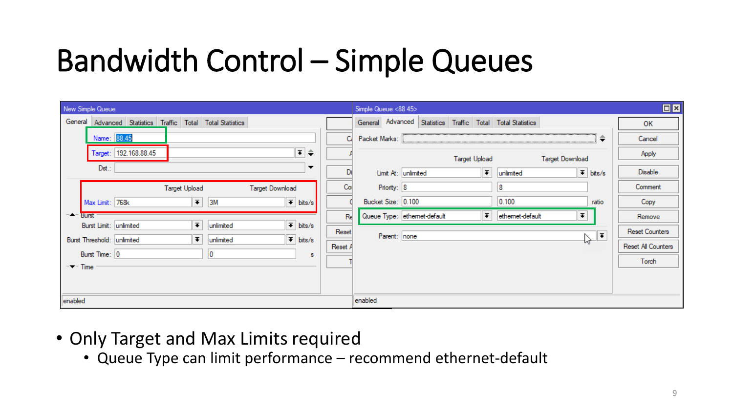# Bandwidth Control – Simple Queues

- Only Target and Max Limits required
  - Queue Type can limit performance – recommend ethernet-default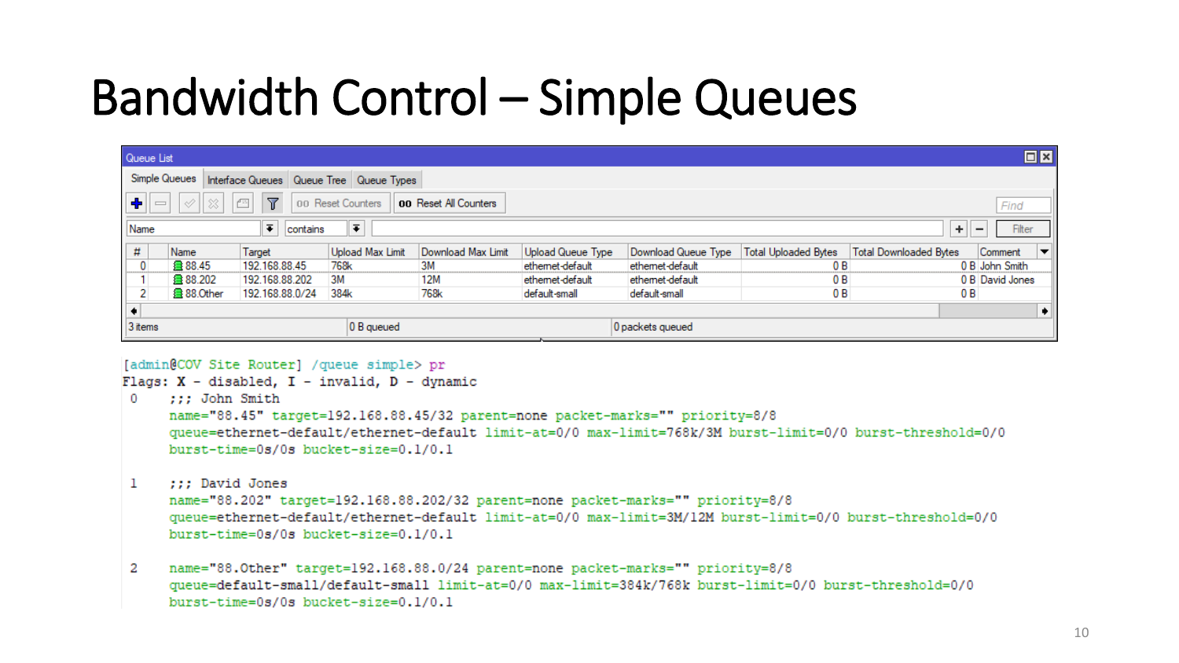# Bandwidth Control – Simple Queues

Queue List

Simple Queues | Interface Queues | Queue Tree | Queue Types

| # | Name | Target | Upload Max Limit | Download Max Limit | Upload Queue Type | Download Queue Type | Total Uploaded Bytes | Total Downloaded Bytes | Comment |
|---|---|---|---|---|---|---|---|---|---|
| 0 | 88.45 | 192.168.88.45 | 768k | 3M | ethernet-default | ethernet-default | 0 B | 0 B | John Smith |
| 1 | 88.202 | 192.168.88.202 | 3M | 12M | ethernet-default | ethernet-default | 0 B | 0 B | David Jones |
| 2 | 88.Other | 192.168.88.0/24 | 384k | 768k | default-small | default-small | 0 B | 0 B | |

3 items | 0 B queued | 0 packets queued

```
[admin@COV Site Router] /queue simple> pr
Flags: X - disabled, I - invalid, D - dynamic
 0    ;;; John Smith
      name="88.45" target=192.168.88.45/32 parent=none packet-marks="" priority=8/8
      queue=ethernet-default/ethernet-default limit-at=0/0 max-limit=768k/3M burst-limit=0/0 burst-threshold=0/0
      burst-time=0s/0s bucket-size=0.1/0.1

 1    ;;; David Jones
      name="88.202" target=192.168.88.202/32 parent=none packet-marks="" priority=8/8
      queue=ethernet-default/ethernet-default limit-at=0/0 max-limit=3M/12M burst-limit=0/0 burst-threshold=0/0
      burst-time=0s/0s bucket-size=0.1/0.1

 2    name="88.Other" target=192.168.88.0/24 parent=none packet-marks="" priority=8/8
      queue=default-small/default-small limit-at=0/0 max-limit=384k/768k burst-limit=0/0 burst-threshold=0/0
      burst-time=0s/0s bucket-size=0.1/0.1
```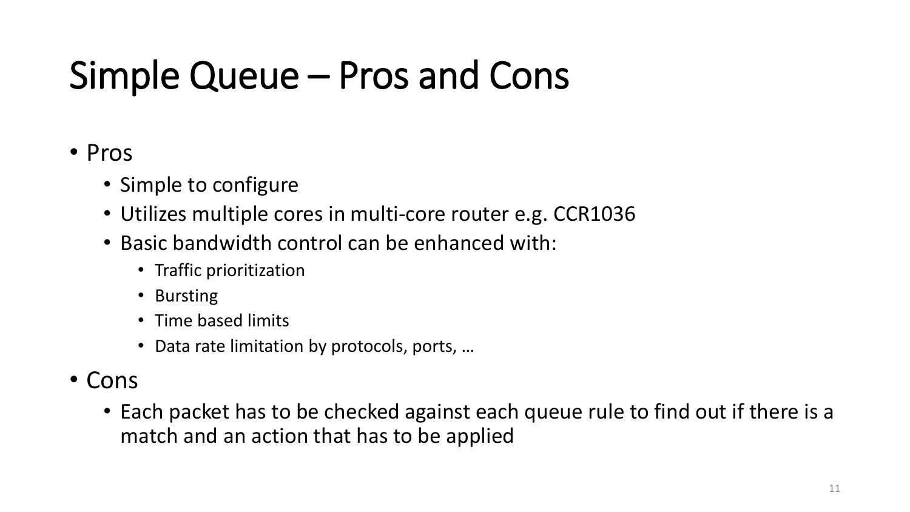# Simple Queue – Pros and Cons

- Pros
  - Simple to configure
  - Utilizes multiple cores in multi-core router e.g. CCR1036
  - Basic bandwidth control can be enhanced with:
    - Traffic prioritization
    - Bursting
    - Time based limits
    - Data rate limitation by protocols, ports, …
- Cons
  - Each packet has to be checked against each queue rule to find out if there is a match and an action that has to be applied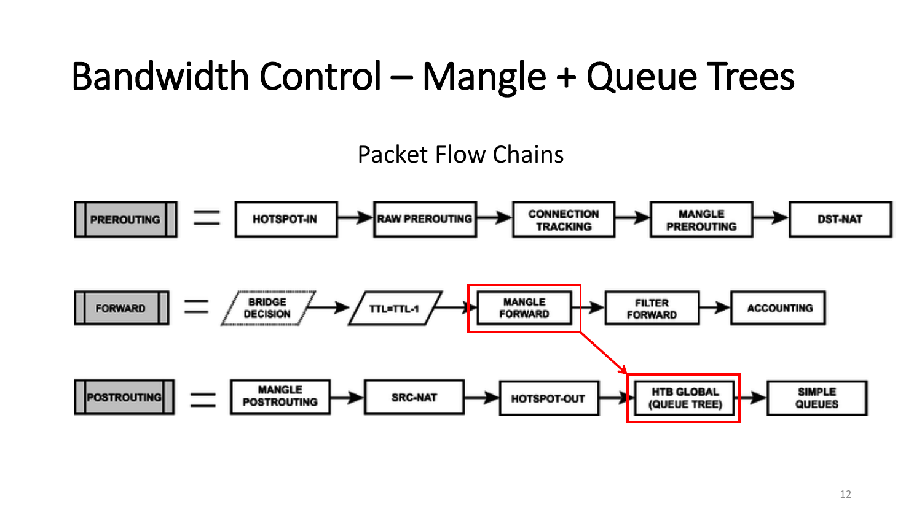# Bandwidth Control – Mangle + Queue Trees

Packet Flow Chains

PREROUTING = HOTSPOT-IN → RAW PREROUTING → CONNECTION TRACKING → MANGLE PREROUTING → DST-NAT

FORWARD = BRIDGE DECISION → TTL=TTL-1 → MANGLE FORWARD → FILTER FORWARD → ACCOUNTING

POSTROUTING = MANGLE POSTROUTING → SRC-NAT → HOTSPOT-OUT → HTB GLOBAL (QUEUE TREE) → SIMPLE QUEUES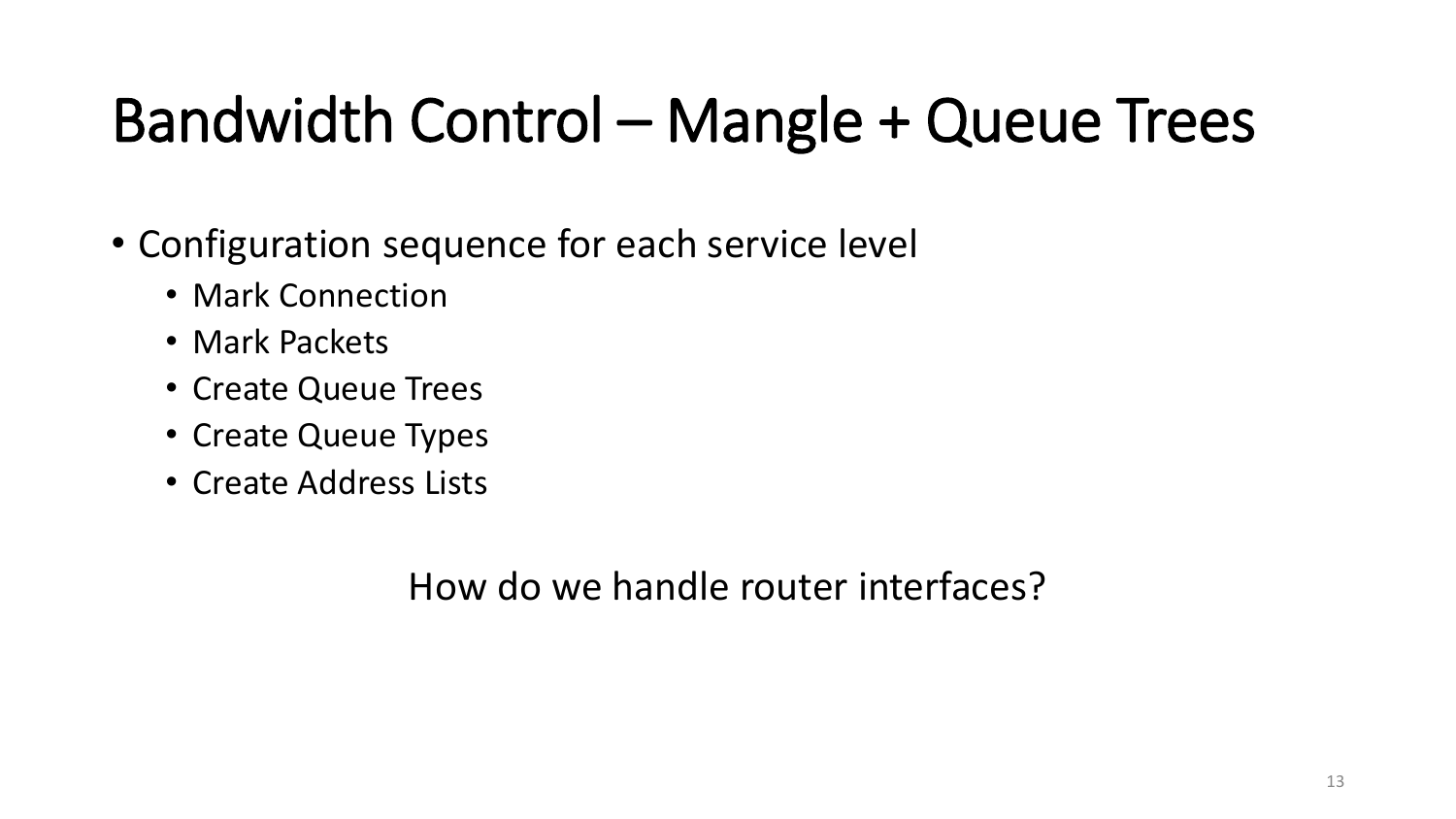# Bandwidth Control – Mangle + Queue Trees

- Configuration sequence for each service level
  - Mark Connection
  - Mark Packets
  - Create Queue Trees
  - Create Queue Types
  - Create Address Lists

How do we handle router interfaces?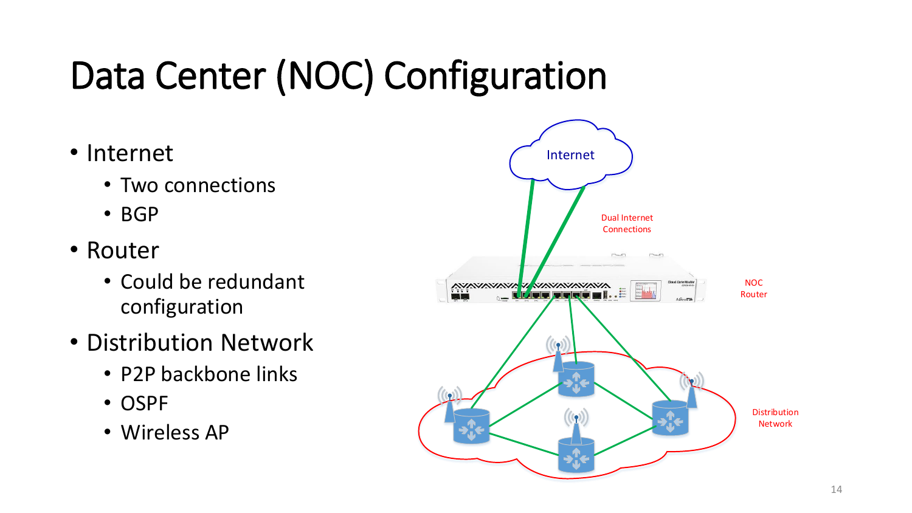# Data Center (NOC) Configuration

- Internet
  - Two connections
  - BGP
- Router
  - Could be redundant configuration
- Distribution Network
  - P2P backbone links
  - OSPF
  - Wireless AP

Internet

Dual Internet Connections

NOC Router

Distribution Network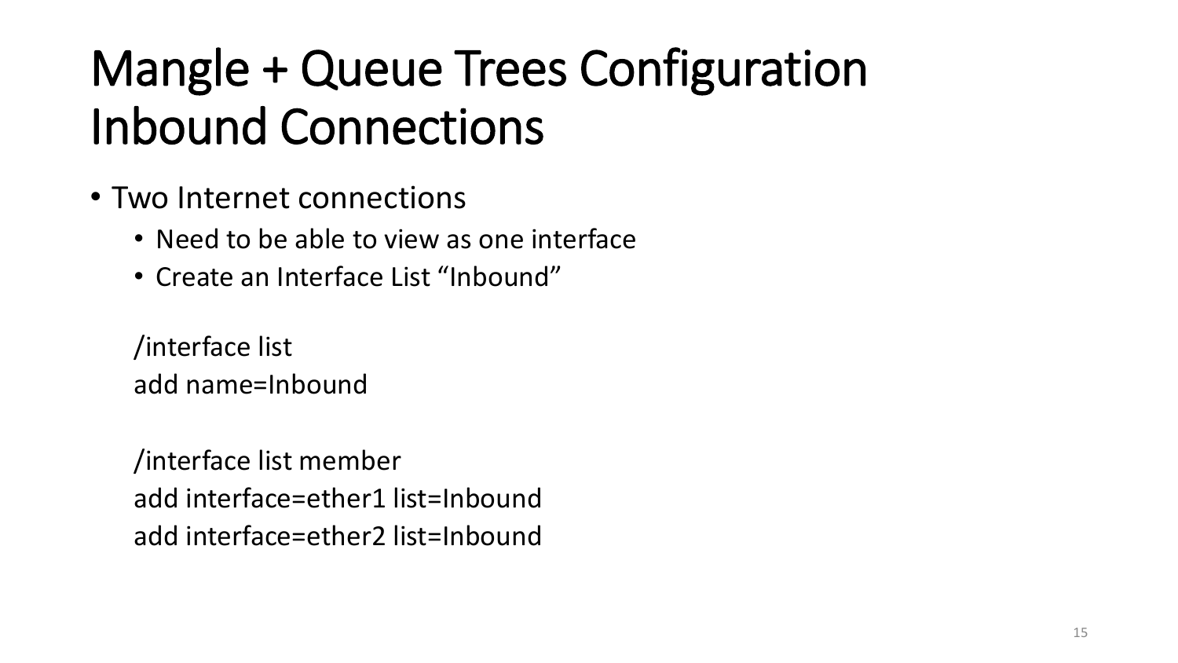# Mangle + Queue Trees Configuration Inbound Connections

- Two Internet connections
  - Need to be able to view as one interface
  - Create an Interface List "Inbound"

```
/interface list
add name=Inbound

/interface list member
add interface=ether1 list=Inbound
add interface=ether2 list=Inbound
```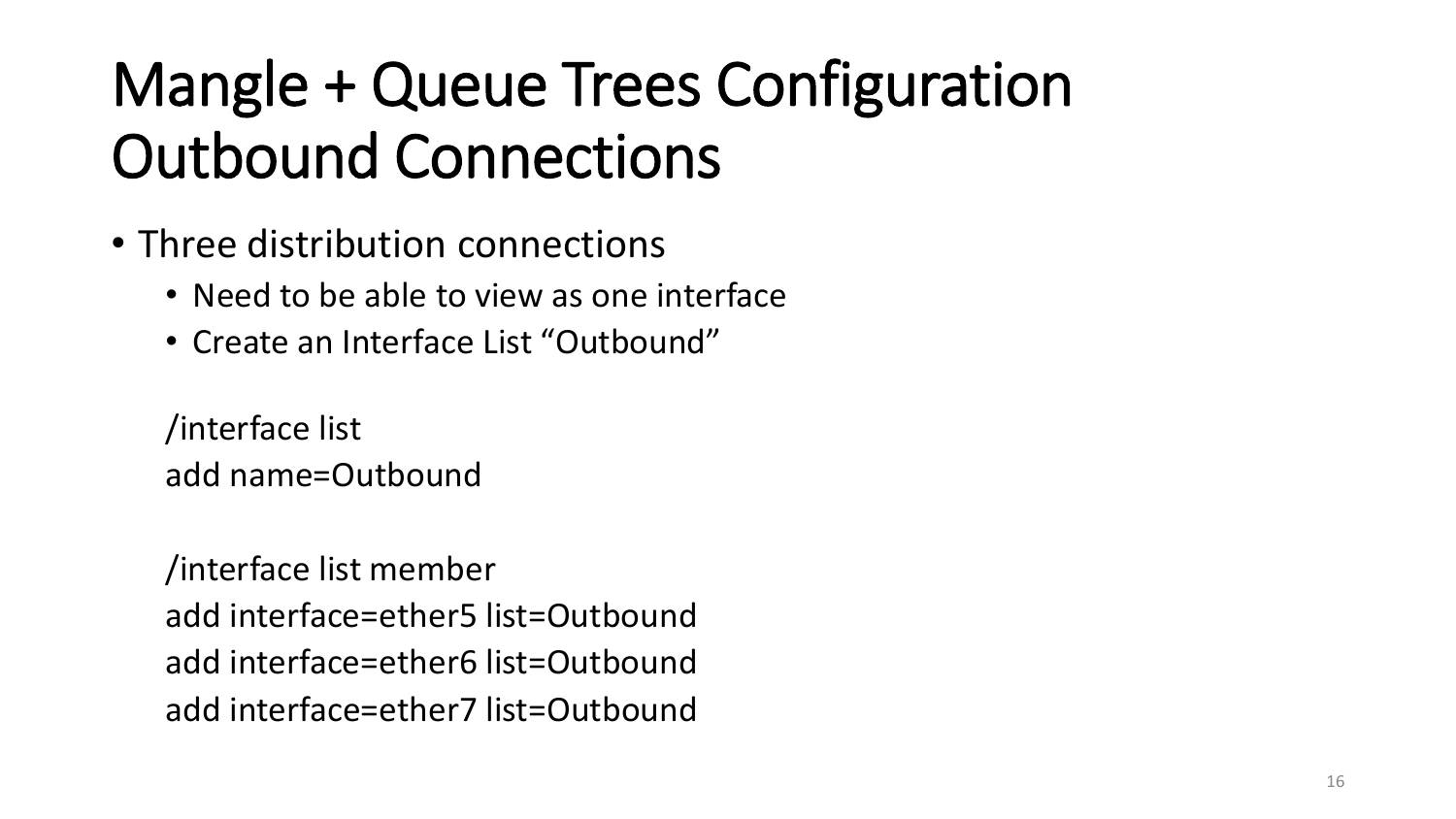# Mangle + Queue Trees Configuration Outbound Connections

- Three distribution connections
  - Need to be able to view as one interface
  - Create an Interface List “Outbound”

```
/interface list
add name=Outbound

/interface list member
add interface=ether5 list=Outbound
add interface=ether6 list=Outbound
add interface=ether7 list=Outbound
```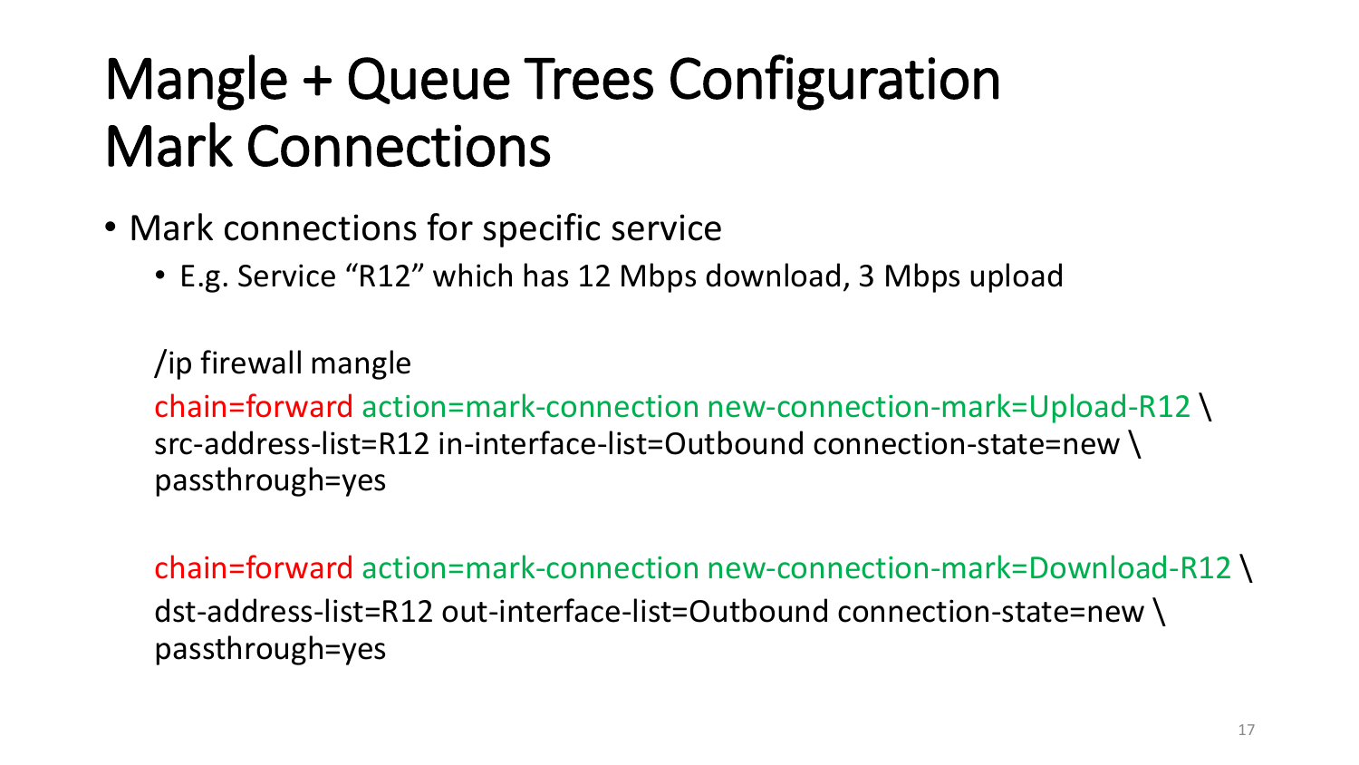# Mangle + Queue Trees Configuration Mark Connections

- Mark connections for specific service
  - E.g. Service “R12” which has 12 Mbps download, 3 Mbps upload

```
/ip firewall mangle
chain=forward action=mark-connection new-connection-mark=Upload-R12 \
src-address-list=R12 in-interface-list=Outbound connection-state=new \
passthrough=yes

chain=forward action=mark-connection new-connection-mark=Download-R12 \
dst-address-list=R12 out-interface-list=Outbound connection-state=new \
passthrough=yes
```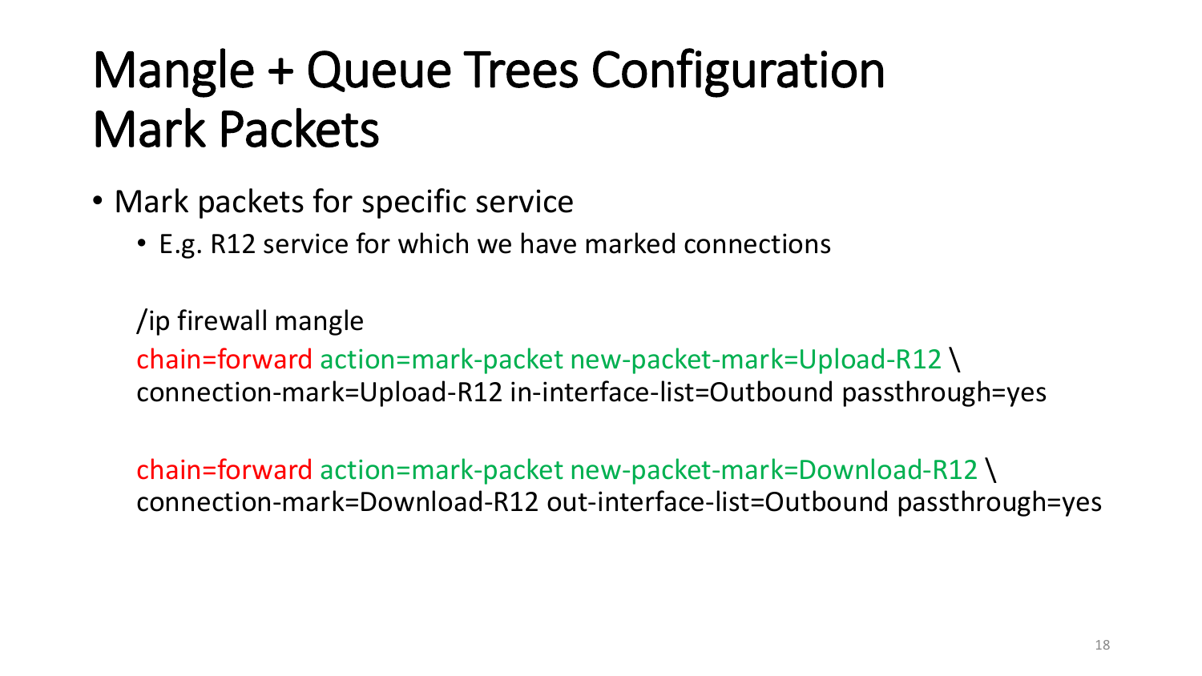# Mangle + Queue Trees Configuration
# Mark Packets

- Mark packets for specific service
  - E.g. R12 service for which we have marked connections

```
/ip firewall mangle
chain=forward action=mark-packet new-packet-mark=Upload-R12 \
connection-mark=Upload-R12 in-interface-list=Outbound passthrough=yes

chain=forward action=mark-packet new-packet-mark=Download-R12 \
connection-mark=Download-R12 out-interface-list=Outbound passthrough=yes
```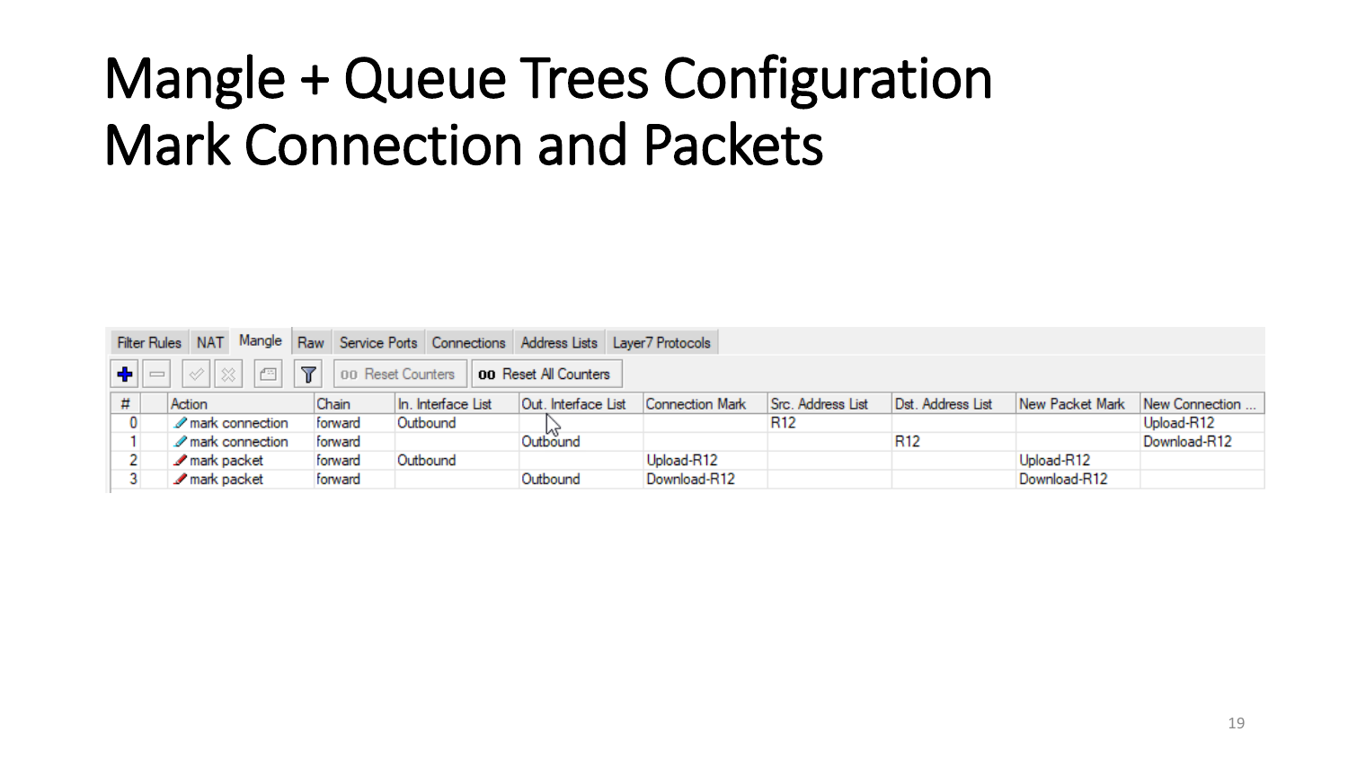# Mangle + Queue Trees Configuration
# Mark Connection and Packets

Filter Rules | NAT | Mangle | Raw | Service Ports | Connections | Address Lists | Layer7 Protocols

00 Reset Counters | 00 Reset All Counters

| # | Action | Chain | In. Interface List | Out. Interface List | Connection Mark | Src. Address List | Dst. Address List | New Packet Mark | New Connection ... |
|---|---|---|---|---|---|---|---|---|---|
| 0 | mark connection | forward | Outbound | | | R12 | | | Upload-R12 |
| 1 | mark connection | forward | | Outbound | | | R12 | | Download-R12 |
| 2 | mark packet | forward | Outbound | | Upload-R12 | | | Upload-R12 | |
| 3 | mark packet | forward | | Outbound | Download-R12 | | | Download-R12 | |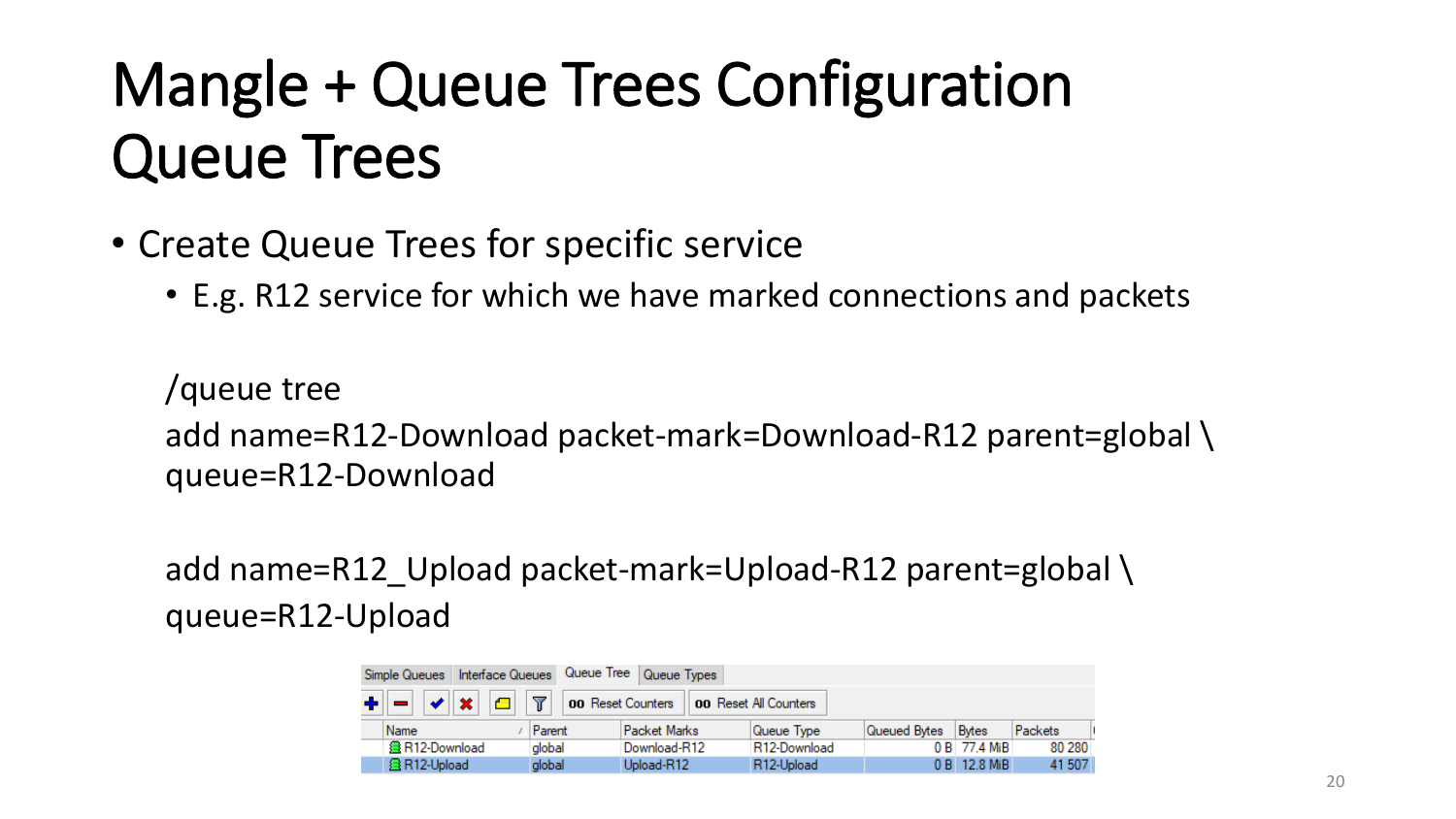# Mangle + Queue Trees Configuration
# Queue Trees

- Create Queue Trees for specific service
  - E.g. R12 service for which we have marked connections and packets

```
/queue tree
add name=R12-Download packet-mark=Download-R12 parent=global \
queue=R12-Download

add name=R12_Upload packet-mark=Upload-R12 parent=global \
queue=R12-Upload
```

Simple Queues | Interface Queues | Queue Tree | Queue Types

00 Reset Counters | 00 Reset All Counters

| Name | Parent | Packet Marks | Queue Type | Queued Bytes | Bytes | Packets |
|---|---|---|---|---|---|---|
| R12-Download | global | Download-R12 | R12-Download | 0 B | 77.4 MiB | 80 280 |
| R12-Upload | global | Upload-R12 | R12-Upload | 0 B | 12.8 MiB | 41 507 |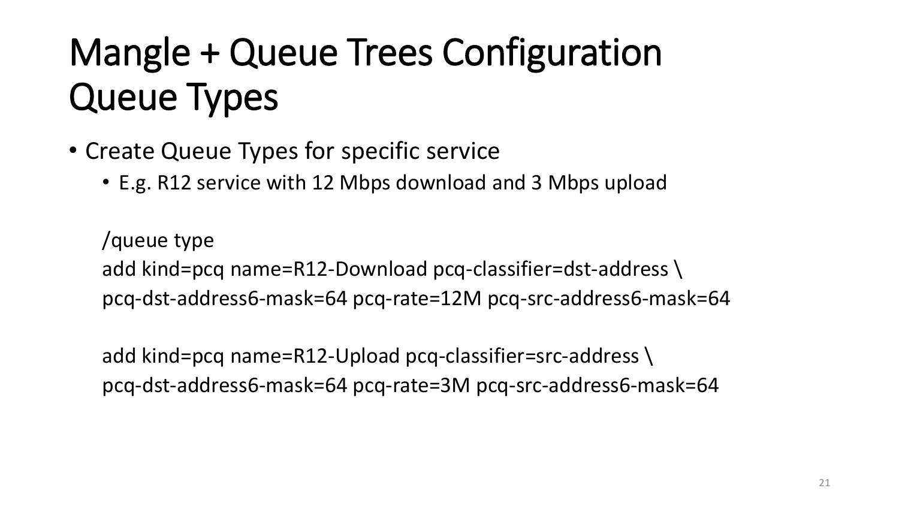# Mangle + Queue Trees Configuration Queue Types

- Create Queue Types for specific service
  - E.g. R12 service with 12 Mbps download and 3 Mbps upload

```
/queue type
add kind=pcq name=R12-Download pcq-classifier=dst-address \
pcq-dst-address6-mask=64 pcq-rate=12M pcq-src-address6-mask=64

add kind=pcq name=R12-Upload pcq-classifier=src-address \
pcq-dst-address6-mask=64 pcq-rate=3M pcq-src-address6-mask=64
```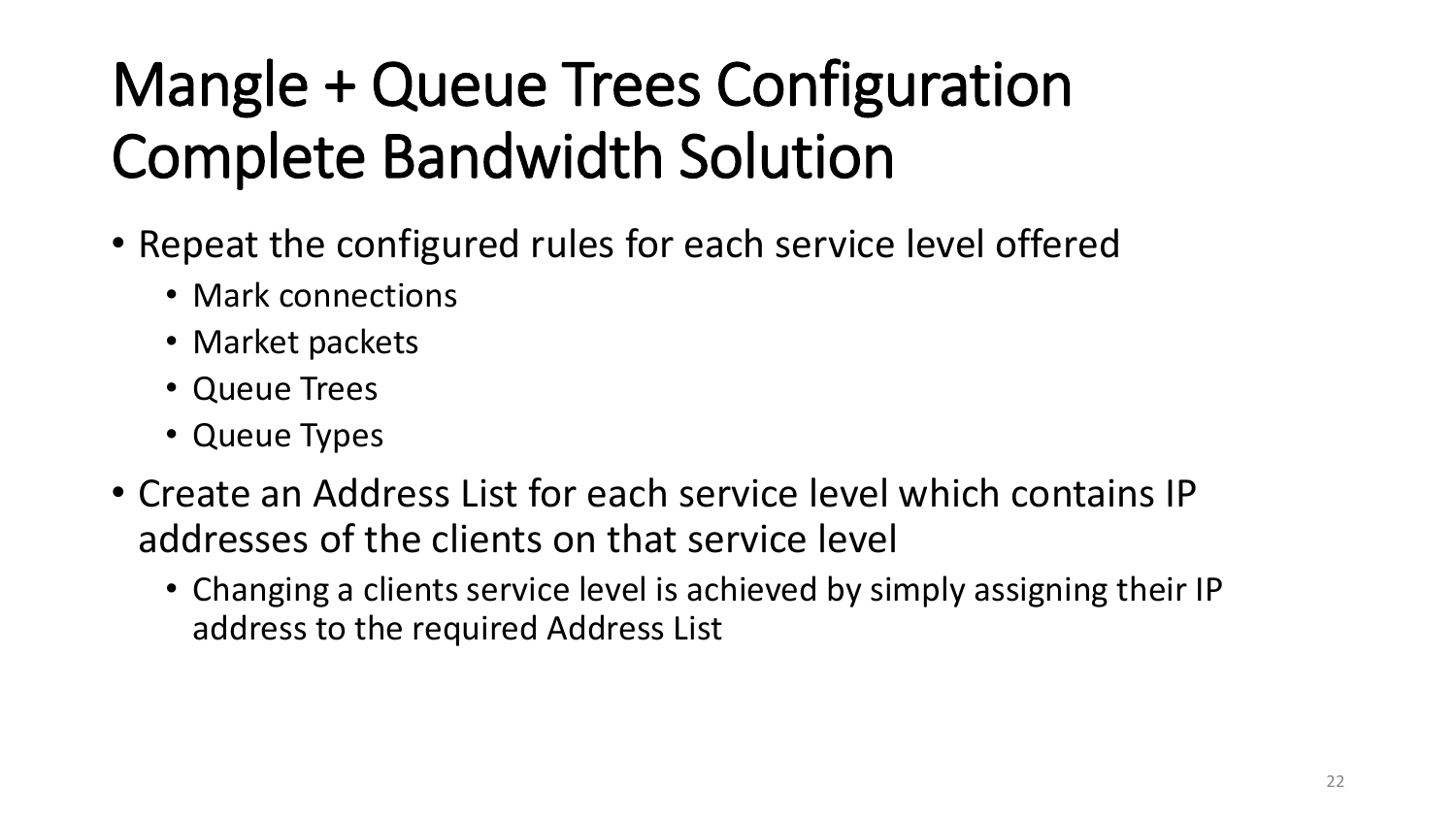# Mangle + Queue Trees Configuration Complete Bandwidth Solution

- Repeat the configured rules for each service level offered
  - Mark connections
  - Market packets
  - Queue Trees
  - Queue Types
- Create an Address List for each service level which contains IP addresses of the clients on that service level
  - Changing a clients service level is achieved by simply assigning their IP address to the required Address List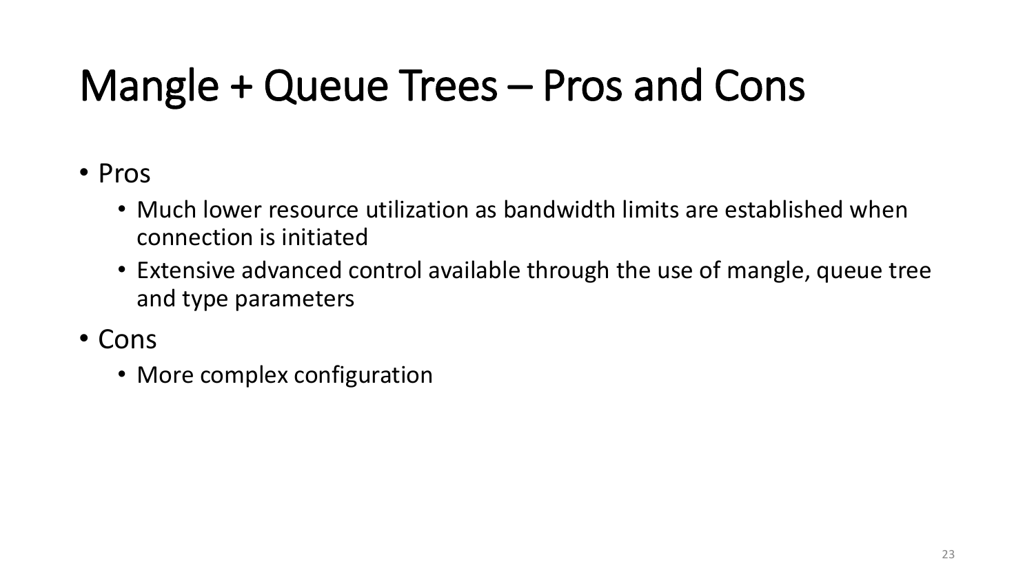# Mangle + Queue Trees – Pros and Cons

- Pros
  - Much lower resource utilization as bandwidth limits are established when connection is initiated
  - Extensive advanced control available through the use of mangle, queue tree and type parameters
- Cons
  - More complex configuration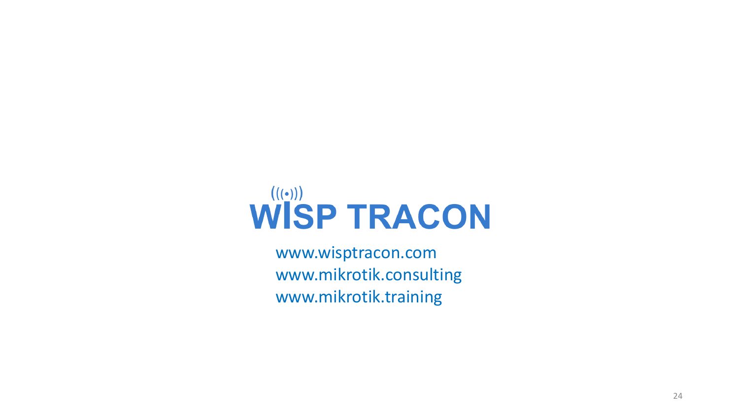# WISP TRACON

www.wisptracon.com
www.mikrotik.consulting
www.mikrotik.training